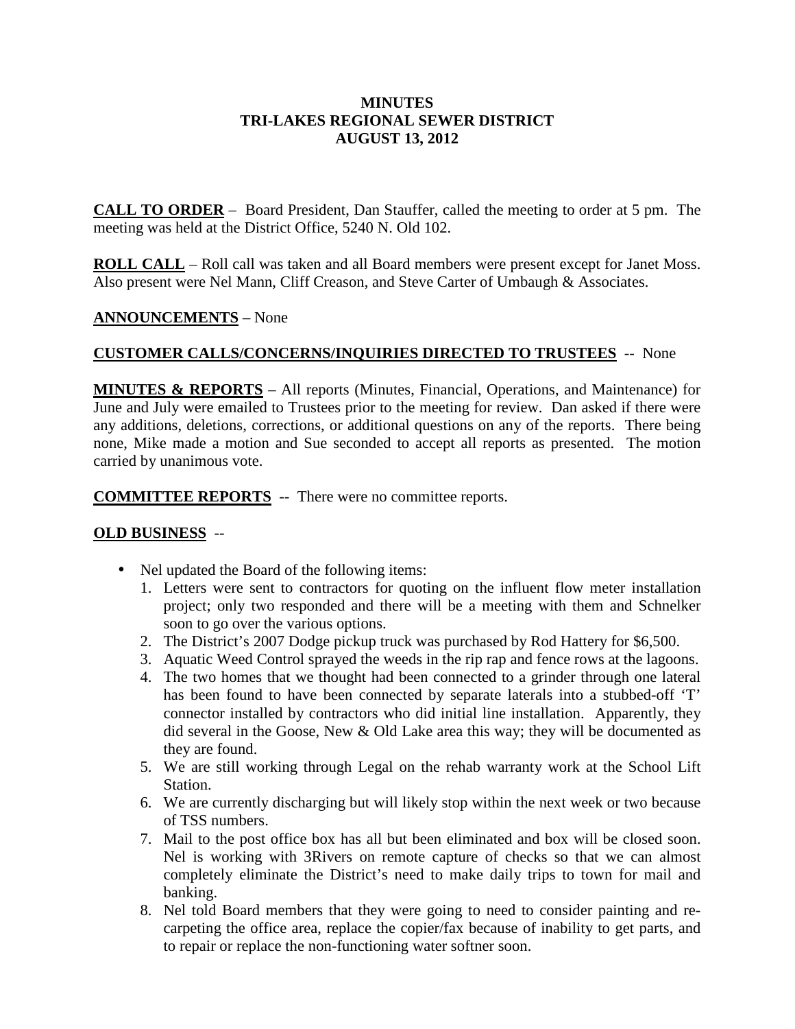# MINUTES
# TRI-LAKES REGIONAL SEWER DISTRICT
# AUGUST 13, 2012

**CALL TO ORDER** – Board President, Dan Stauffer, called the meeting to order at 5 pm. The meeting was held at the District Office, 5240 N. Old 102.

**ROLL CALL** – Roll call was taken and all Board members were present except for Janet Moss. Also present were Nel Mann, Cliff Creason, and Steve Carter of Umbaugh & Associates.

**ANNOUNCEMENTS** – None

**CUSTOMER CALLS/CONCERNS/INQUIRIES DIRECTED TO TRUSTEES** -- None

**MINUTES & REPORTS** – All reports (Minutes, Financial, Operations, and Maintenance) for June and July were emailed to Trustees prior to the meeting for review. Dan asked if there were any additions, deletions, corrections, or additional questions on any of the reports. There being none, Mike made a motion and Sue seconded to accept all reports as presented. The motion carried by unanimous vote.

**COMMITTEE REPORTS** -- There were no committee reports.

**OLD BUSINESS** --

- Nel updated the Board of the following items:
    1. Letters were sent to contractors for quoting on the influent flow meter installation project; only two responded and there will be a meeting with them and Schnelker soon to go over the various options.
    2. The District's 2007 Dodge pickup truck was purchased by Rod Hattery for $6,500.
    3. Aquatic Weed Control sprayed the weeds in the rip rap and fence rows at the lagoons.
    4. The two homes that we thought had been connected to a grinder through one lateral has been found to have been connected by separate laterals into a stubbed-off 'T' connector installed by contractors who did initial line installation. Apparently, they did several in the Goose, New & Old Lake area this way; they will be documented as they are found.
    5. We are still working through Legal on the rehab warranty work at the School Lift Station.
    6. We are currently discharging but will likely stop within the next week or two because of TSS numbers.
    7. Mail to the post office box has all but been eliminated and box will be closed soon. Nel is working with 3Rivers on remote capture of checks so that we can almost completely eliminate the District's need to make daily trips to town for mail and banking.
    8. Nel told Board members that they were going to need to consider painting and re-carpeting the office area, replace the copier/fax because of inability to get parts, and to repair or replace the non-functioning water softner soon.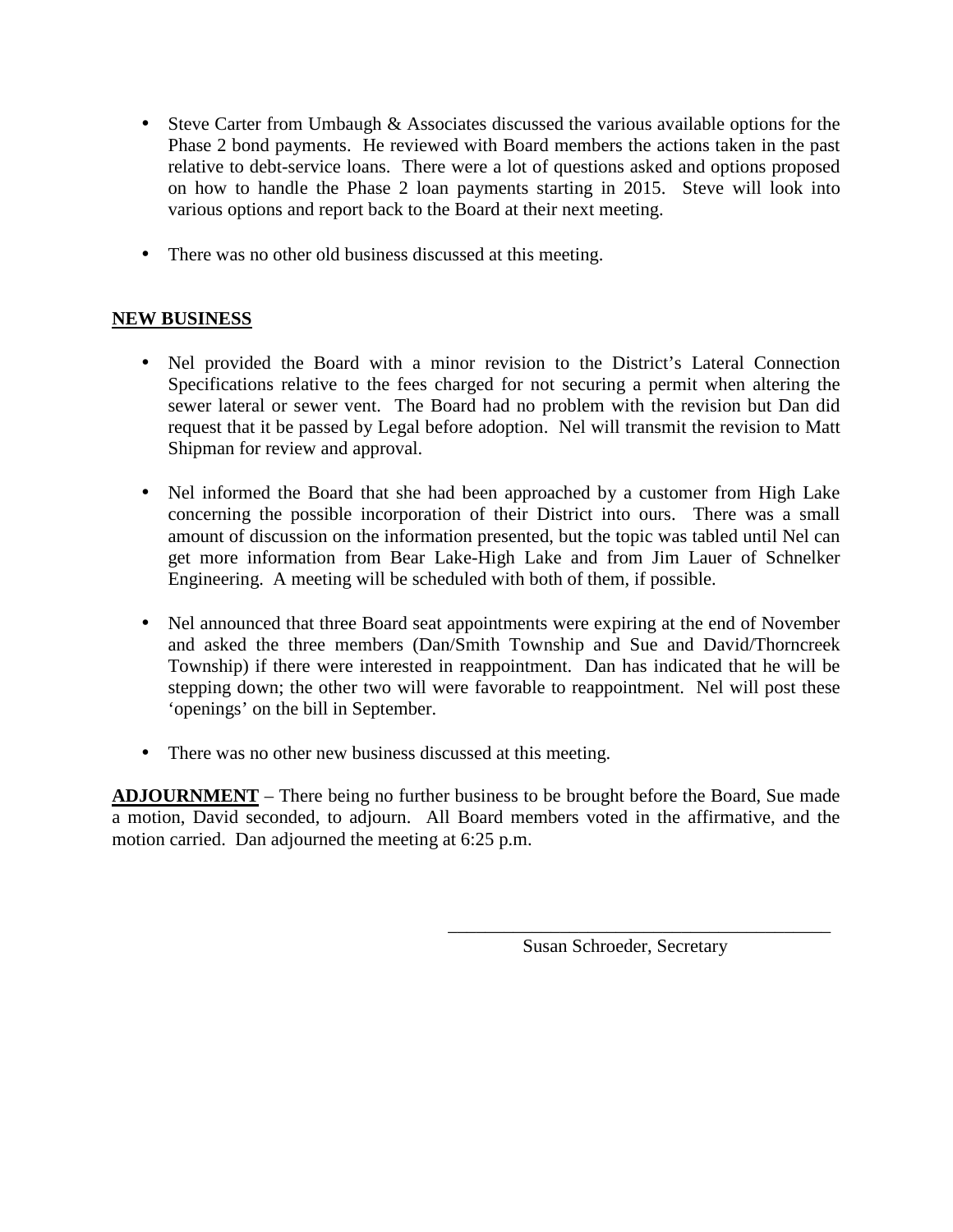- Steve Carter from Umbaugh & Associates discussed the various available options for the Phase 2 bond payments. He reviewed with Board members the actions taken in the past relative to debt-service loans. There were a lot of questions asked and options proposed on how to handle the Phase 2 loan payments starting in 2015. Steve will look into various options and report back to the Board at their next meeting.

- There was no other old business discussed at this meeting.

**NEW BUSINESS**

- Nel provided the Board with a minor revision to the District's Lateral Connection Specifications relative to the fees charged for not securing a permit when altering the sewer lateral or sewer vent. The Board had no problem with the revision but Dan did request that it be passed by Legal before adoption. Nel will transmit the revision to Matt Shipman for review and approval.

- Nel informed the Board that she had been approached by a customer from High Lake concerning the possible incorporation of their District into ours. There was a small amount of discussion on the information presented, but the topic was tabled until Nel can get more information from Bear Lake-High Lake and from Jim Lauer of Schnelker Engineering. A meeting will be scheduled with both of them, if possible.

- Nel announced that three Board seat appointments were expiring at the end of November and asked the three members (Dan/Smith Township and Sue and David/Thorncreek Township) if there were interested in reappointment. Dan has indicated that he will be stepping down; the other two will were favorable to reappointment. Nel will post these 'openings' on the bill in September.

- There was no other new business discussed at this meeting.

**ADJOURNMENT** – There being no further business to be brought before the Board, Sue made a motion, David seconded, to adjourn. All Board members voted in the affirmative, and the motion carried. Dan adjourned the meeting at 6:25 p.m.

\_\_\_\_\_\_\_\_\_\_\_\_\_\_\_\_\_\_\_\_\_\_\_\_\_\_\_\_\_\_\_\_\_\_\_\_\_\_\_\_

Susan Schroeder, Secretary